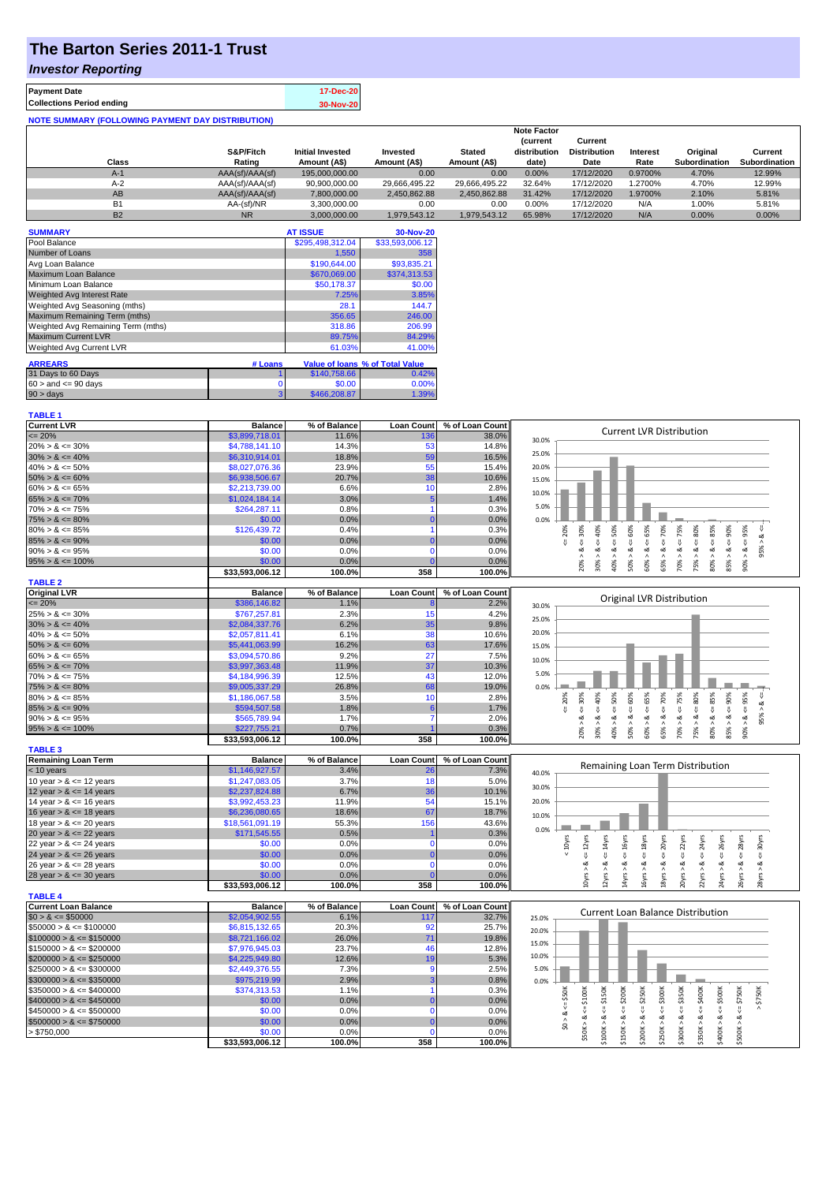# The Barton Series 2011-1 Trust

## *Investor Reporting*

| Payment Date | 17-Dec-20 |
|---|---|
| Collections Period ending | 30-Nov-20 |

**NOTE SUMMARY (FOLLOWING PAYMENT DAY DISTRIBUTION)**

| Class | S&P/Fitch Rating | Initial Invested Amount (A$) | Invested Amount (A$) | Stated Amount (A$) | Note Factor (current distribution date) | Current Distribution Date | Interest Rate | Original Subordination | Current Subordination |
|---|---|---|---|---|---|---|---|---|---|
| A-1 | AAA(sf)/AAA(sf) | 195,000,000.00 | 0.00 | 0.00 | 0.00% | 17/12/2020 | 0.9700% | 4.70% | 12.99% |
| A-2 | AAA(sf)/AAA(sf) | 90,900,000.00 | 29,666,495.22 | 29,666,495.22 | 32.64% | 17/12/2020 | 1.2700% | 4.70% | 12.99% |
| AB | AAA(sf)/AAA(sf) | 7,800,000.00 | 2,450,862.88 | 2,450,862.88 | 31.42% | 17/12/2020 | 1.9700% | 2.10% | 5.81% |
| B1 | AA-(sf)/NR | 3,300,000.00 | 0.00 | 0.00 | 0.00% | 17/12/2020 | N/A | 1.00% | 5.81% |
| B2 | NR | 3,000,000.00 | 1,979,543.12 | 1,979,543.12 | 65.98% | 17/12/2020 | N/A | 0.00% | 0.00% |

| SUMMARY | AT ISSUE | 30-Nov-20 |
|---|---|---|
| Pool Balance | $295,498,312.04 | $33,593,006.12 |
| Number of Loans | 1,550 | 358 |
| Avg Loan Balance | $190,644.00 | $93,835.21 |
| Maximum Loan Balance | $670,069.00 | $374,313.53 |
| Minimum Loan Balance | $50,178.37 | $0.00 |
| Weighted Avg Interest Rate | 7.25% | 3.85% |
| Weighted Avg Seasoning (mths) | 28.1 | 144.7 |
| Maximum Remaining Term (mths) | 356.65 | 246.00 |
| Weighted Avg Remaining Term (mths) | 318.86 | 206.99 |
| Maximum Current LVR | 89.75% | 84.29% |
| Weighted Avg Current LVR | 61.03% | 41.00% |

| ARREARS | # Loans | Value of loans | % of Total Value |
|---|---|---|---|
| 31 Days to 60 Days | 1 | $140,758.66 | 0.42% |
| $60 >$ and $<= 90$ days | 0 | $0.00 | 0.00% |
| $90 >$ days | 3 | $466,208.87 | 1.39% |

**TABLE 1**

| Current LVR | Balance | % of Balance | Loan Count | % of Loan Count |
|---|---|---|---|---|
| <= 20% | $3,899,718.01 | 11.6% | 136 | 38.0% |
| 20% > & <= 30% | $4,788,141.10 | 14.3% | 53 | 14.8% |
| 30% > & <= 40% | $6,310,914.01 | 18.8% | 59 | 16.5% |
| 40% > & <= 50% | $8,027,076.36 | 23.9% | 55 | 15.4% |
| 50% > & <= 60% | $6,938,506.67 | 20.7% | 38 | 10.6% |
| 60% > & <= 65% | $2,213,739.00 | 6.6% | 10 | 2.8% |
| 65% > & <= 70% | $1,024,184.14 | 3.0% | 5 | 1.4% |
| 70% > & <= 75% | $264,287.11 | 0.8% | 1 | 0.3% |
| 75% > & <= 80% | $0.00 | 0.0% | 0 | 0.0% |
| 80% > & <= 85% | $126,439.72 | 0.4% | 1 | 0.3% |
| 85% > & <= 90% | $0.00 | 0.0% | 0 | 0.0% |
| 90% > & <= 95% | $0.00 | 0.0% | 0 | 0.0% |
| 95% > & <= 100% | $0.00 | 0.0% | 0 | 0.0% |
| | $33,593,006.12 | 100.0% | 358 | 100.0% |

**TABLE 2**

| Original LVR | Balance | % of Balance | Loan Count | % of Loan Count |
|---|---|---|---|---|
| <= 20% | $386,146.82 | 1.1% | 8 | 2.2% |
| 25% > & <= 30% | $767,257.81 | 2.3% | 15 | 4.2% |
| 30% > & <= 40% | $2,084,337.76 | 6.2% | 35 | 9.8% |
| 40% > & <= 50% | $2,057,811.41 | 6.1% | 38 | 10.6% |
| 50% > & <= 60% | $5,441,063.99 | 16.2% | 63 | 17.6% |
| 60% > & <= 65% | $3,094,570.86 | 9.2% | 27 | 7.5% |
| 65% > & <= 70% | $3,997,363.48 | 11.9% | 37 | 10.3% |
| 70% > & <= 75% | $4,184,996.39 | 12.5% | 43 | 12.0% |
| 75% > & <= 80% | $9,005,337.29 | 26.8% | 68 | 19.0% |
| 80% > & <= 85% | $1,186,067.58 | 3.5% | 10 | 2.8% |
| 85% > & <= 90% | $594,507.58 | 1.8% | 6 | 1.7% |
| 90% > & <= 95% | $565,789.94 | 1.7% | 7 | 2.0% |
| 95% > & <= 100% | $227,755.21 | 0.7% | 1 | 0.3% |
| | $33,593,006.12 | 100.0% | 358 | 100.0% |

**TABLE 3**

| Remaining Loan Term | Balance | % of Balance | Loan Count | % of Loan Count |
|---|---|---|---|---|
| < 10 years | $1,146,927.57 | 3.4% | 26 | 7.3% |
| 10 year > & <= 12 years | $1,247,083.05 | 3.7% | 18 | 5.0% |
| 12 year > & <= 14 years | $2,237,824.88 | 6.7% | 36 | 10.1% |
| 14 year > & <= 16 years | $3,992,453.23 | 11.9% | 54 | 15.1% |
| 16 year > & <= 18 years | $6,236,080.65 | 18.6% | 67 | 18.7% |
| 18 year > & <= 20 years | $18,561,091.19 | 55.3% | 156 | 43.6% |
| 20 year > & <= 22 years | $171,545.55 | 0.5% | 1 | 0.3% |
| 22 year > & <= 24 years | $0.00 | 0.0% | 0 | 0.0% |
| 24 year > & <= 26 years | $0.00 | 0.0% | 0 | 0.0% |
| 26 year > & <= 28 years | $0.00 | 0.0% | 0 | 0.0% |
| 28 year > & <= 30 years | $0.00 | 0.0% | 0 | 0.0% |
| | $33,593,006.12 | 100.0% | 358 | 100.0% |

**TABLE 4**

| Current Loan Balance | Balance | % of Balance | Loan Count | % of Loan Count |
|---|---|---|---|---|
| $0 > & <= $50000 | $2,054,902.55 | 6.1% | 117 | 32.7% |
| $50000 > & <= $100000 | $6,815,132.65 | 20.3% | 92 | 25.7% |
| $100000 > & <= $150000 | $8,721,166.02 | 26.0% | 71 | 19.8% |
| $150000 > & <= $200000 | $7,976,945.03 | 23.7% | 46 | 12.8% |
| $200000 > & <= $250000 | $4,225,949.80 | 12.6% | 19 | 5.3% |
| $250000 > & <= $300000 | $2,449,376.55 | 7.3% | 9 | 2.5% |
| $300000 > & <= $350000 | $975,219.99 | 2.9% | 3 | 0.8% |
| $350000 > & <= $400000 | $374,313.53 | 1.1% | 1 | 0.3% |
| $400000 > & <= $450000 | $0.00 | 0.0% | 0 | 0.0% |
| $450000 > & <= $500000 | $0.00 | 0.0% | 0 | 0.0% |
| $500000 > & <= $750000 | $0.00 | 0.0% | 0 | 0.0% |
| > $750,000 | $0.00 | 0.0% | 0 | 0.0% |
| | $33,593,006.12 | 100.0% | 358 | 100.0% |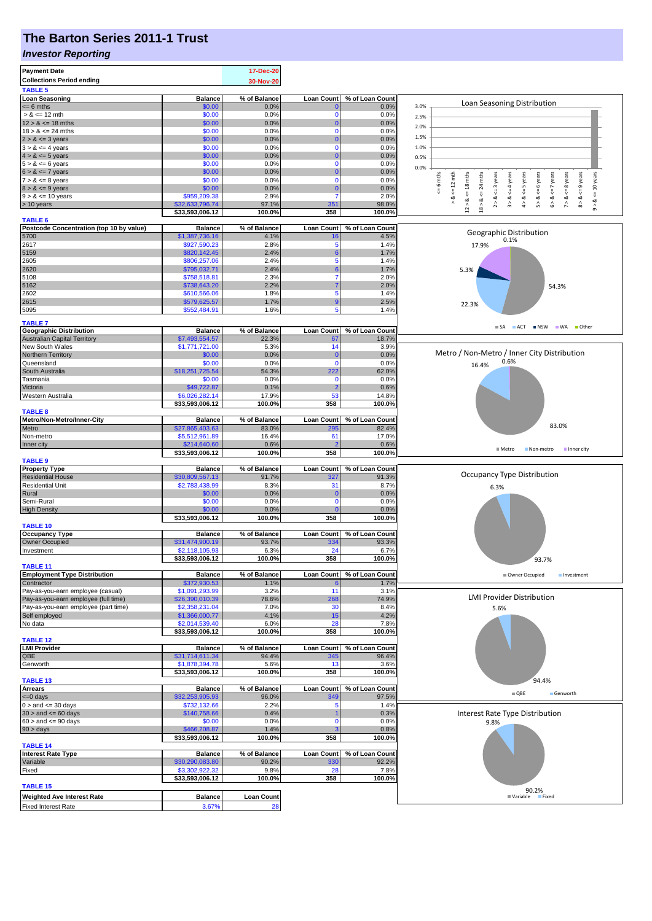# The Barton Series 2011-1 Trust

## *Investor Reporting*

| Payment Date | 17-Dec-20 |
|---|---|
| Collections Period ending | 30-Nov-20 |

### TABLE 5

| Loan Seasoning | Balance | % of Balance | Loan Count | % of Loan Count |
|---|---|---|---|---|
| <= 6 mths | $0.00 | 0.0% | 0 | 0.0% |
| > & <= 12 mth | $0.00 | 0.0% | 0 | 0.0% |
| 12 > & <= 18 mths | $0.00 | 0.0% | 0 | 0.0% |
| 18 > & <= 24 mths | $0.00 | 0.0% | 0 | 0.0% |
| 2 > & <= 3 years | $0.00 | 0.0% | 0 | 0.0% |
| 3 > & <= 4 years | $0.00 | 0.0% | 0 | 0.0% |
| 4 > & <= 5 years | $0.00 | 0.0% | 0 | 0.0% |
| 5 > & <= 6 years | $0.00 | 0.0% | 0 | 0.0% |
| 6 > & <= 7 years | $0.00 | 0.0% | 0 | 0.0% |
| 7 > & <= 8 years | $0.00 | 0.0% | 0 | 0.0% |
| 8 > & <= 9 years | $0.00 | 0.0% | 0 | 0.0% |
| 9 > & <= 10 years | $959,209.38 | 2.9% | 7 | 2.0% |
| > 10 years | $32,633,796.74 | 97.1% | 351 | 98.0% |
| | $33,593,006.12 | 100.0% | 358 | 100.0% |

### TABLE 6

| Postcode Concentration (top 10 by value) | Balance | % of Balance | Loan Count | % of Loan Count |
|---|---|---|---|---|
| 5700 | $1,387,736.16 | 4.1% | 16 | 4.5% |
| 2617 | $927,590.23 | 2.8% | 5 | 1.4% |
| 5159 | $820,142.45 | 2.4% | 6 | 1.7% |
| 2605 | $806,257.06 | 2.4% | 5 | 1.4% |
| 2620 | $795,032.71 | 2.4% | 6 | 1.7% |
| 5108 | $758,518.81 | 2.3% | 7 | 2.0% |
| 5162 | $738,643.20 | 2.2% | 7 | 2.0% |
| 2602 | $610,566.06 | 1.8% | 5 | 1.4% |
| 2615 | $579,625.57 | 1.7% | 9 | 2.5% |
| 5095 | $552,484.91 | 1.6% | 5 | 1.4% |

### TABLE 7

| Geographic Distribution | Balance | % of Balance | Loan Count | % of Loan Count |
|---|---|---|---|---|
| Australian Capital Territory | $7,493,554.57 | 22.3% | 67 | 18.7% |
| New South Wales | $1,771,721.00 | 5.3% | 14 | 3.9% |
| Northern Territory | $0.00 | 0.0% | 0 | 0.0% |
| Queensland | $0.00 | 0.0% | 0 | 0.0% |
| South Australia | $18,251,725.54 | 54.3% | 222 | 62.0% |
| Tasmania | $0.00 | 0.0% | 0 | 0.0% |
| Victoria | $49,722.87 | 0.1% | 2 | 0.6% |
| Western Australia | $6,026,282.14 | 17.9% | 53 | 14.8% |
| | $33,593,006.12 | 100.0% | 358 | 100.0% |

### TABLE 8

| Metro/Non-Metro/Inner-City | Balance | % of Balance | Loan Count | % of Loan Count |
|---|---|---|---|---|
| Metro | $27,865,403.63 | 83.0% | 295 | 82.4% |
| Non-metro | $5,512,961.89 | 16.4% | 61 | 17.0% |
| Inner city | $214,640.60 | 0.6% | 2 | 0.6% |
| | $33,593,006.12 | 100.0% | 358 | 100.0% |

### TABLE 9

| Property Type | Balance | % of Balance | Loan Count | % of Loan Count |
|---|---|---|---|---|
| Residential House | $30,809,567.13 | 91.7% | 327 | 91.3% |
| Residential Unit | $2,783,438.99 | 8.3% | 31 | 8.7% |
| Rural | $0.00 | 0.0% | 0 | 0.0% |
| Semi-Rural | $0.00 | 0.0% | 0 | 0.0% |
| High Density | $0.00 | 0.0% | 0 | 0.0% |
| | $33,593,006.12 | 100.0% | 358 | 100.0% |

### TABLE 10

| Occupancy Type | Balance | % of Balance | Loan Count | % of Loan Count |
|---|---|---|---|---|
| Owner Occupied | $31,474,900.19 | 93.7% | 334 | 93.3% |
| Investment | $2,118,105.93 | 6.3% | 24 | 6.7% |
| | $33,593,006.12 | 100.0% | 358 | 100.0% |

### TABLE 11

| Employment Type Distribution | Balance | % of Balance | Loan Count | % of Loan Count |
|---|---|---|---|---|
| Contractor | $372,930.53 | 1.1% | 6 | 1.7% |
| Pay-as-you-earn employee (casual) | $1,091,293.99 | 3.2% | 11 | 3.1% |
| Pay-as-you-earn employee (full time) | $26,390,010.39 | 78.6% | 268 | 74.9% |
| Pay-as-you-earn employee (part time) | $2,358,231.04 | 7.0% | 30 | 8.4% |
| Self employed | $1,366,000.77 | 4.1% | 15 | 4.2% |
| No data | $2,014,539.40 | 6.0% | 28 | 7.8% |
| | $33,593,006.12 | 100.0% | 358 | 100.0% |

### TABLE 12

| LMI Provider | Balance | % of Balance | Loan Count | % of Loan Count |
|---|---|---|---|---|
| QBE | $31,714,611.34 | 94.4% | 345 | 96.4% |
| Genworth | $1,878,394.78 | 5.6% | 13 | 3.6% |
| | $33,593,006.12 | 100.0% | 358 | 100.0% |

### TABLE 13

| Arrears | Balance | % of Balance | Loan Count | % of Loan Count |
|---|---|---|---|---|
| <=0 days | $32,253,905.93 | 96.0% | 349 | 97.5% |
| 0 > and <= 30 days | $732,132.66 | 2.2% | 5 | 1.4% |
| 30 > and <= 60 days | $140,758.66 | 0.4% | 1 | 0.3% |
| 60 > and <= 90 days | $0.00 | 0.0% | 0 | 0.0% |
| 90 > days | $466,208.87 | 1.4% | 3 | 0.8% |
| | $33,593,006.12 | 100.0% | 358 | 100.0% |

### TABLE 14

| Interest Rate Type | Balance | % of Balance | Loan Count | % of Loan Count |
|---|---|---|---|---|
| Variable | $30,290,083.80 | 90.2% | 330 | 92.2% |
| Fixed | $3,302,922.32 | 9.8% | 28 | 7.8% |
| | $33,593,006.12 | 100.0% | 358 | 100.0% |

### TABLE 15

| Weighted Ave Interest Rate | Balance | Loan Count |
|---|---|---|
| Fixed Interest Rate | 3.67% | 28 |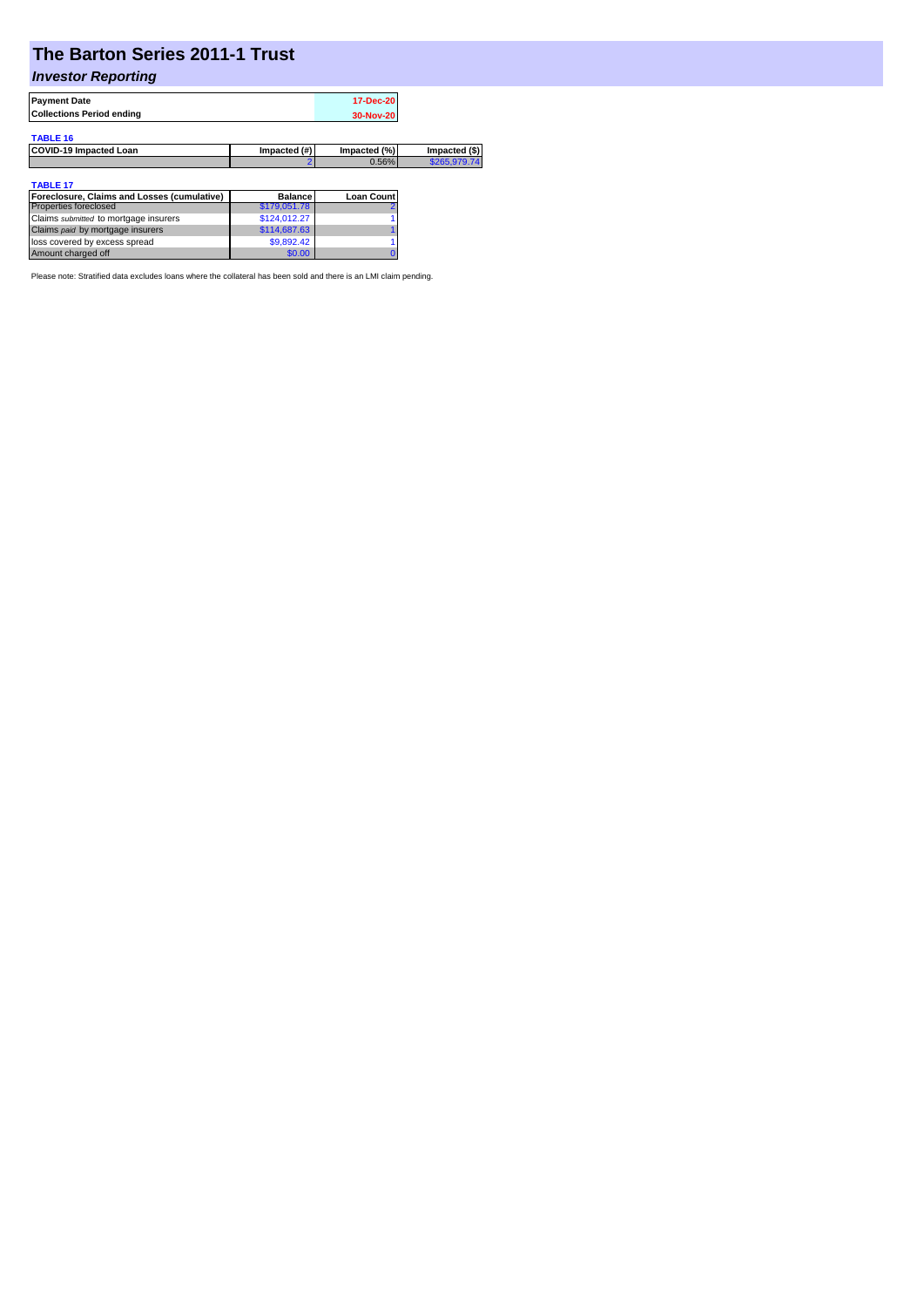# The Barton Series 2011-1 Trust

## *Investor Reporting*

| | |
|---|---|
| **Payment Date** | **17-Dec-20** |
| **Collections Period ending** | **30-Nov-20** |

**TABLE 16**

| COVID-19 Impacted Loan | Impacted (#) | Impacted (%) | Impacted ($) |
|---|---|---|---|
| | 2 | 0.56% | $265,979.74 |

**TABLE 17**

| Foreclosure, Claims and Losses (cumulative) | Balance | Loan Count |
|---|---|---|
| Properties foreclosed | $179,051.78 | 2 |
| Claims *submitted* to mortgage insurers | $124,012.27 | 1 |
| Claims *paid* by mortgage insurers | $114,687.63 | 1 |
| loss covered by excess spread | $9,892.42 | 1 |
| Amount charged off | $0.00 | 0 |

Please note: Stratified data excludes loans where the collateral has been sold and there is an LMI claim pending.